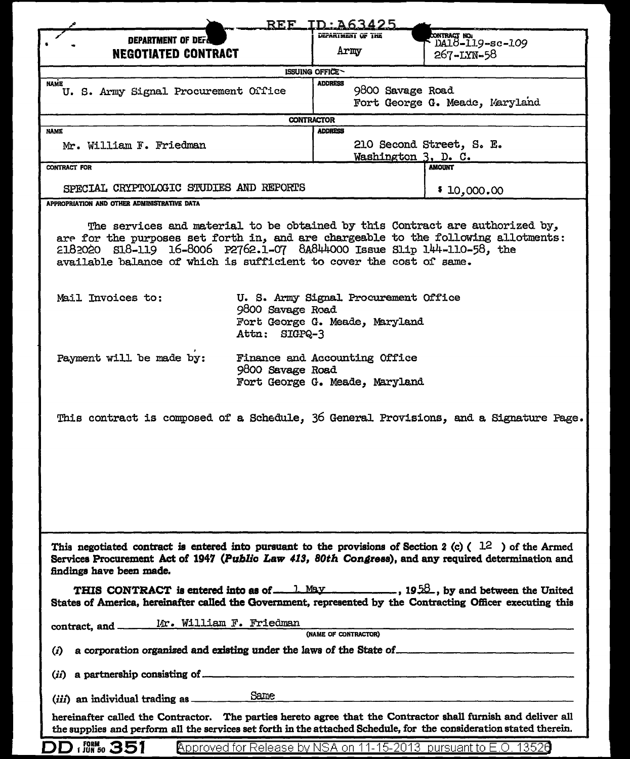REF ID:A63425

| DEPARTMENT OF DEFENSE **NEGOTIATED CONTRACT** | DEPARTMENT OF THE Army | CONTRACT NO: DA18-119-sc-109 267-LYN-58 |
|---|---|---|

**ISSUING OFFICE**

| NAME | ADDRESS |
|---|---|
| U. S. Army Signal Procurement Office | 9800 Savage Road<br>Fort George G. Meade, Maryland |

**CONTRACTOR**

| NAME | ADDRESS |
|---|---|
| Mr. William F. Friedman | 210 Second Street, S. E.<br>Washington 3, D. C. |

| CONTRACT FOR | AMOUNT |
|---|---|
| SPECIAL CRYPTOLOGIC STUDIES AND REPORTS | $ 10,000.00 |

APPROPRIATION AND OTHER ADMINISTRATIVE DATA

The services and material to be obtained by this Contract are authorized by, are for the purposes set forth in, and are chargeable to the following allotments: 2182020 S18-119 16-8006 P2762.1-07 8A844000 Issue Slip 144-110-58, the available balance of which is sufficient to cover the cost of same.

Mail Invoices to: U. S. Army Signal Procurement Office
9800 Savage Road
Fort George G. Meade, Maryland
Attn: SIGPQ-3

Payment will be made by: Finance and Accounting Office
9800 Savage Road
Fort George G. Meade, Maryland

This contract is composed of a Schedule, 36 General Provisions, and a Signature Page.

This negotiated contract is entered into pursuant to the provisions of Section 2 (c) ( 12 ) of the Armed Services Procurement Act of 1947 (*Public Law 413, 80th Congress*), and any required determination and findings have been made.

**THIS CONTRACT** is entered into as of 1 May, 1958, by and between the United States of America, hereinafter called the Government, represented by the Contracting Officer executing this contract, and Mr. William F. Friedman (NAME OF CONTRACTOR)

(*i*) a corporation organized and existing under the laws of the State of \_\_\_\_\_\_\_\_

(*ii*) a partnership consisting of \_\_\_\_\_\_\_\_

(*iii*) an individual trading as Same

hereinafter called the Contractor. The parties hereto agree that the Contractor shall furnish and deliver all the supplies and perform all the services set forth in the attached Schedule, for the consideration stated therein.

DD FORM 1 JUN 50 351

Approved for Release by NSA on 11-15-2013 pursuant to E.O. 13526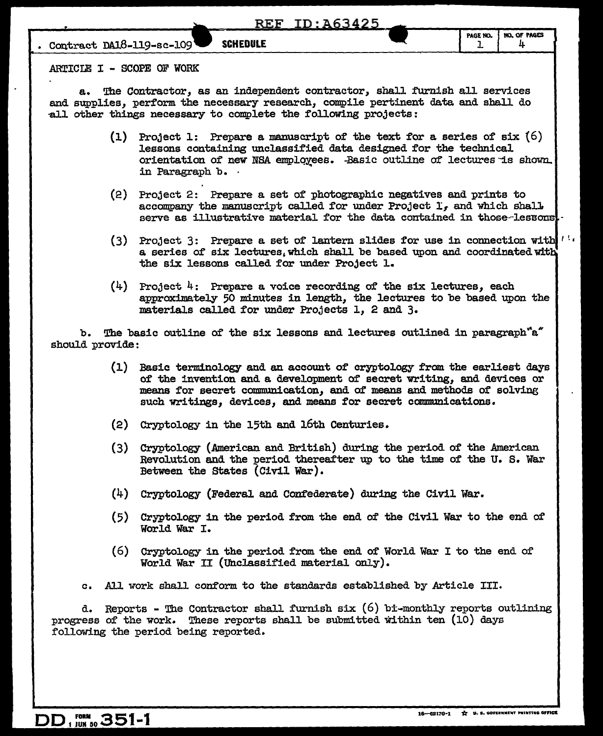Contract DA18-119-sc-109 **SCHEDULE**

ARTICLE I - SCOPE OF WORK

a. The Contractor, as an independent contractor, shall furnish all services and supplies, perform the necessary research, compile pertinent data and shall do all other things necessary to complete the following projects:

(1) Project 1: Prepare a manuscript of the text for a series of six (6) lessons containing unclassified data designed for the technical orientation of new NSA employees. Basic outline of lectures is shown in Paragraph b.

(2) Project 2: Prepare a set of photographic negatives and prints to accompany the manuscript called for under Project 1, and which shall serve as illustrative material for the data contained in those lessons.

(3) Project 3: Prepare a set of lantern slides for use in connection with a series of six lectures, which shall be based upon and coordinated with the six lessons called for under Project 1.

(4) Project 4: Prepare a voice recording of the six lectures, each approximately 50 minutes in length, the lectures to be based upon the materials called for under Projects 1, 2 and 3.

b. The basic outline of the six lessons and lectures outlined in paragraph "a" should provide:

(1) Basic terminology and an account of cryptology from the earliest days of the invention and a development of secret writing, and devices or means for secret communication, and of means and methods of solving such writings, devices, and means for secret communications.

(2) Cryptology in the 15th and 16th Centuries.

(3) Cryptology (American and British) during the period of the American Revolution and the period thereafter up to the time of the U. S. War Between the States (Civil War).

(4) Cryptology (Federal and Confederate) during the Civil War.

(5) Cryptology in the period from the end of the Civil War to the end of World War I.

(6) Cryptology in the period from the end of World War I to the end of World War II (Unclassified material only).

c. All work shall conform to the standards established by Article III.

d. Reports - The Contractor shall furnish six (6) bi-monthly reports outlining progress of the work. These reports shall be submitted within ten (10) days following the period being reported.

DD FORM 1 JUN 50 351-1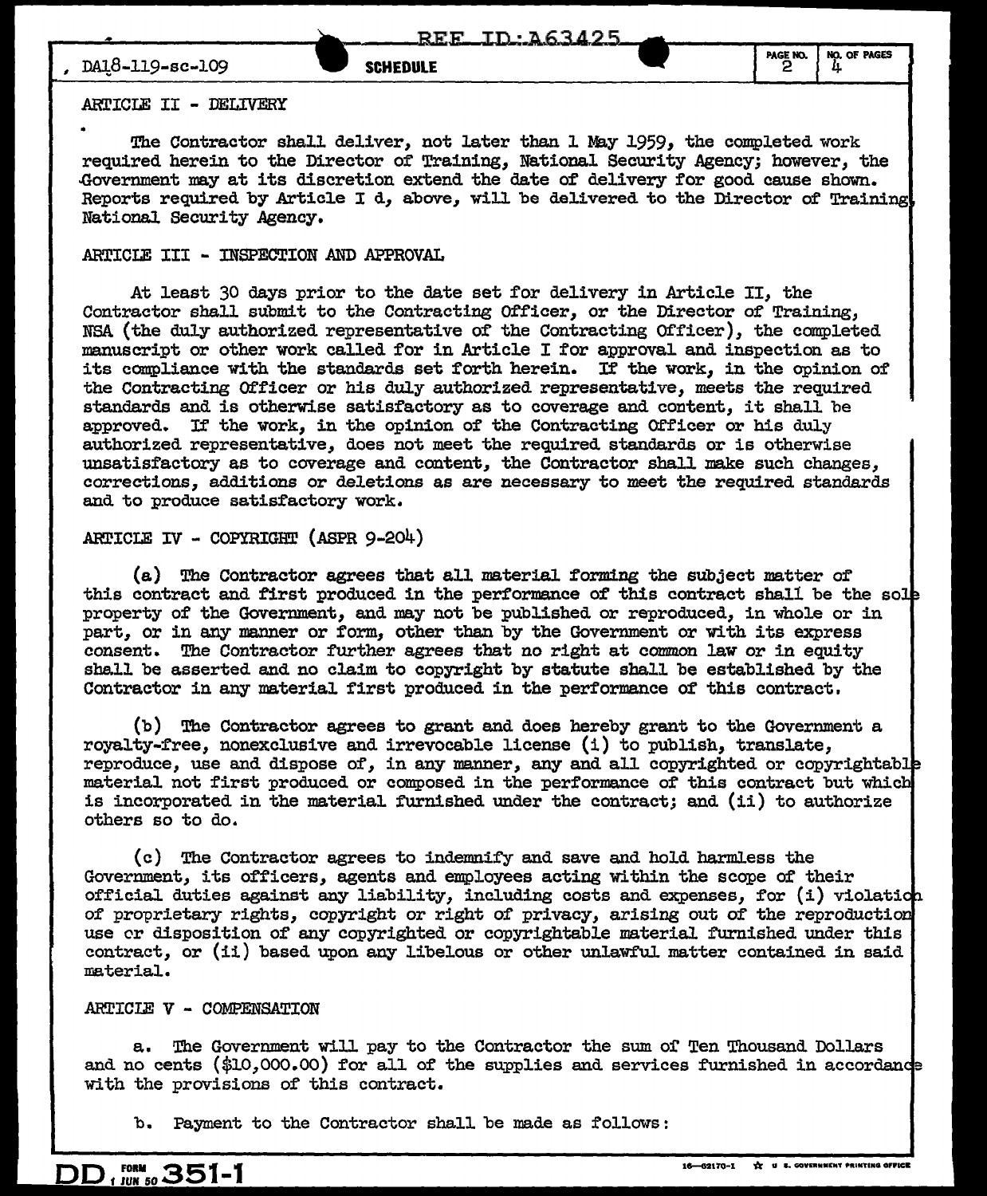## ARTICLE II - DELIVERY

The Contractor shall deliver, not later than 1 May 1959, the completed work required herein to the Director of Training, National Security Agency; however, the Government may at its discretion extend the date of delivery for good cause shown. Reports required by Article I d, above, will be delivered to the Director of Training, National Security Agency.

## ARTICLE III - INSPECTION AND APPROVAL

At least 30 days prior to the date set for delivery in Article II, the Contractor shall submit to the Contracting Officer, or the Director of Training, NSA (the duly authorized representative of the Contracting Officer), the completed manuscript or other work called for in Article I for approval and inspection as to its compliance with the standards set forth herein. If the work, in the opinion of the Contracting Officer or his duly authorized representative, meets the required standards and is otherwise satisfactory as to coverage and content, it shall be approved. If the work, in the opinion of the Contracting Officer or his duly authorized representative, does not meet the required standards or is otherwise unsatisfactory as to coverage and content, the Contractor shall make such changes, corrections, additions or deletions as are necessary to meet the required standards and to produce satisfactory work.

## ARTICLE IV - COPYRIGHT (ASPR 9-204)

(a) The Contractor agrees that all material forming the subject matter of this contract and first produced in the performance of this contract shall be the sole property of the Government, and may not be published or reproduced, in whole or in part, or in any manner or form, other than by the Government or with its express consent. The Contractor further agrees that no right at common law or in equity shall be asserted and no claim to copyright by statute shall be established by the Contractor in any material first produced in the performance of this contract.

(b) The Contractor agrees to grant and does hereby grant to the Government a royalty-free, nonexclusive and irrevocable license (i) to publish, translate, reproduce, use and dispose of, in any manner, any and all copyrighted or copyrightable material not first produced or composed in the performance of this contract but which is incorporated in the material furnished under the contract; and (ii) to authorize others so to do.

(c) The Contractor agrees to indemnify and save and hold harmless the Government, its officers, agents and employees acting within the scope of their official duties against any liability, including costs and expenses, for (i) violation of proprietary rights, copyright or right of privacy, arising out of the reproduction use or disposition of any copyrighted or copyrightable material furnished under this contract, or (ii) based upon any libelous or other unlawful matter contained in said material.

## ARTICLE V - COMPENSATION

a. The Government will pay to the Contractor the sum of Ten Thousand Dollars and no cents ($10,000.00) for all of the supplies and services furnished in accordance with the provisions of this contract.

b. Payment to the Contractor shall be made as follows: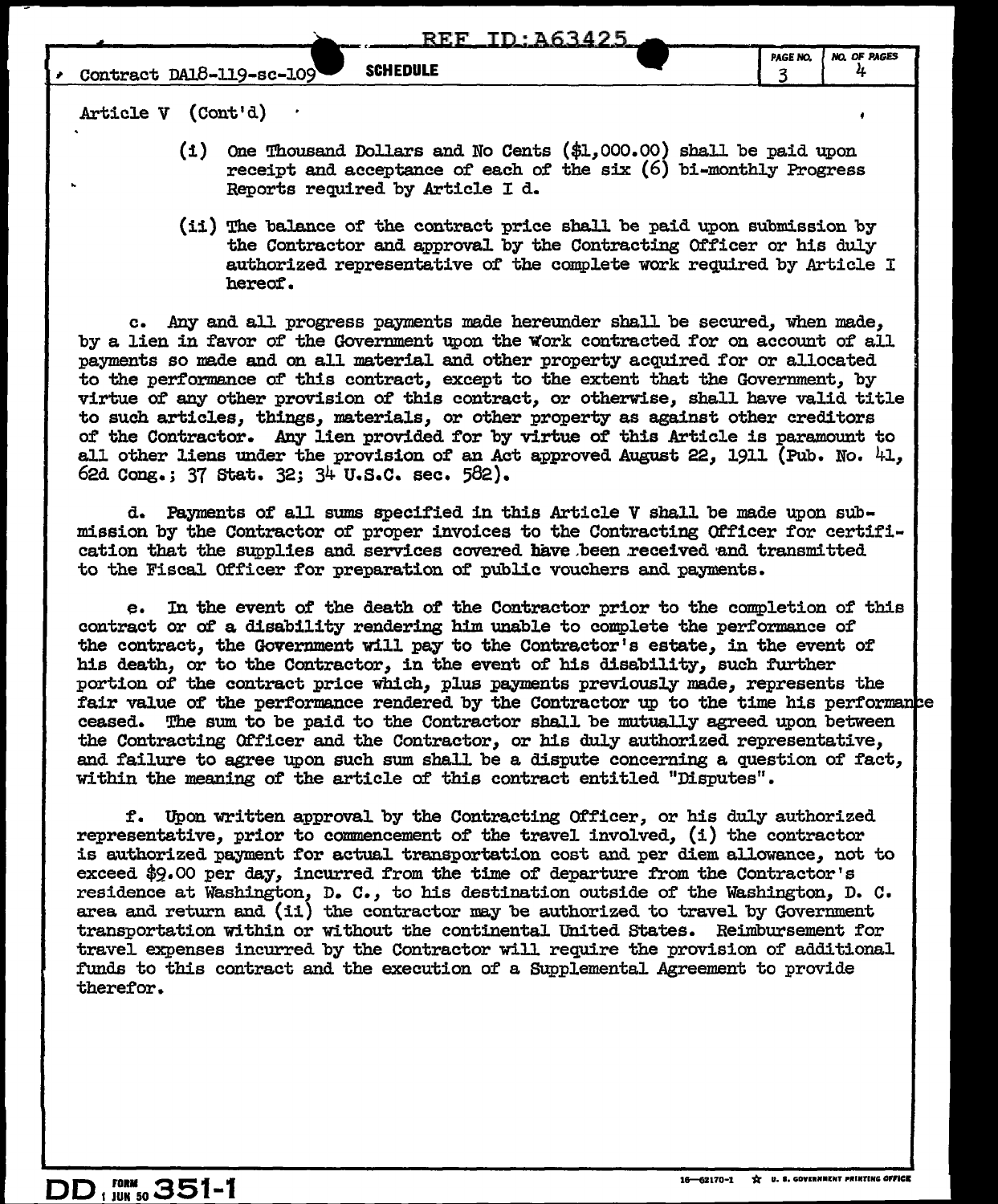Article V (Cont'd)

(i) One Thousand Dollars and No Cents ($1,000.00) shall be paid upon receipt and acceptance of each of the six (6) bi-monthly Progress Reports required by Article I d.

(ii) The balance of the contract price shall be paid upon submission by the Contractor and approval by the Contracting Officer or his duly authorized representative of the complete work required by Article I hereof.

c. Any and all progress payments made hereunder shall be secured, when made, by a lien in favor of the Government upon the work contracted for on account of all payments so made and on all material and other property acquired for or allocated to the performance of this contract, except to the extent that the Government, by virtue of any other provision of this contract, or otherwise, shall have valid title to such articles, things, materials, or other property as against other creditors of the Contractor. Any lien provided for by virtue of this Article is paramount to all other liens under the provision of an Act approved August 22, 1911 (Pub. No. 41, 62d Cong.; 37 Stat. 32; 34 U.S.C. sec. 582).

d. Payments of all sums specified in this Article V shall be made upon submission by the Contractor of proper invoices to the Contracting Officer for certification that the supplies and services covered have been received and transmitted to the Fiscal Officer for preparation of public vouchers and payments.

e. In the event of the death of the Contractor prior to the completion of this contract or of a disability rendering him unable to complete the performance of the contract, the Government will pay to the Contractor's estate, in the event of his death, or to the Contractor, in the event of his disability, such further portion of the contract price which, plus payments previously made, represents the fair value of the performance rendered by the Contractor up to the time his performance ceased. The sum to be paid to the Contractor shall be mutually agreed upon between the Contracting Officer and the Contractor, or his duly authorized representative, and failure to agree upon such sum shall be a dispute concerning a question of fact, within the meaning of the article of this contract entitled "Disputes".

f. Upon written approval by the Contracting Officer, or his duly authorized representative, prior to commencement of the travel involved, (i) the contractor is authorized payment for actual transportation cost and per diem allowance, not to exceed $9.00 per day, incurred from the time of departure from the Contractor's residence at Washington, D. C., to his destination outside of the Washington, D. C. area and return and (ii) the contractor may be authorized to travel by Government transportation within or without the continental United States. Reimbursement for travel expenses incurred by the Contractor will require the provision of additional funds to this contract and the execution of a Supplemental Agreement to provide therefor.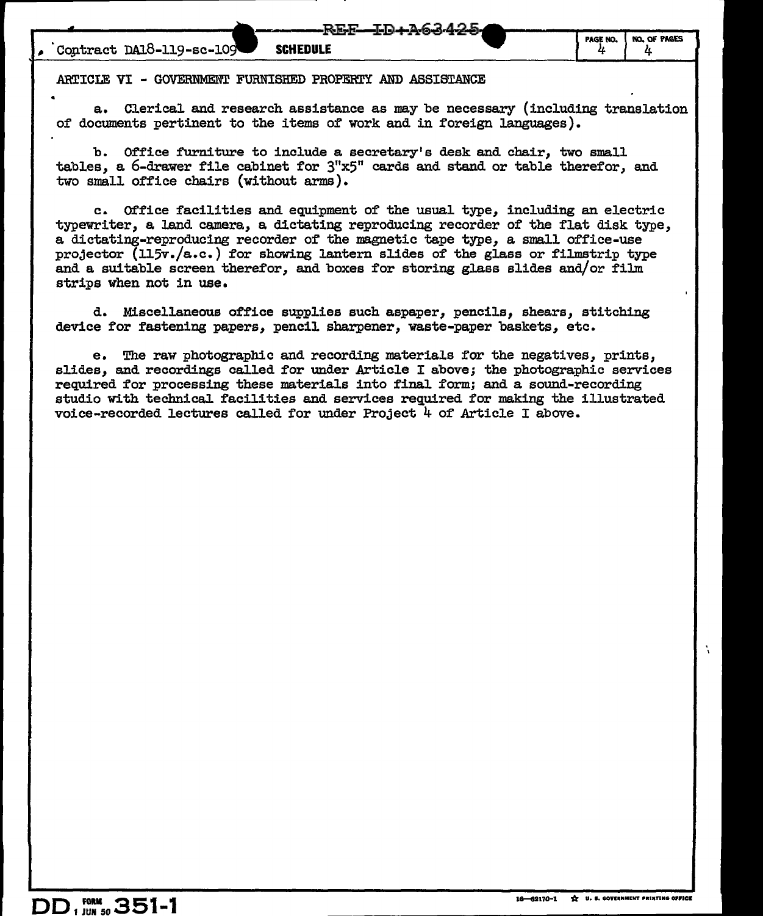Contract DA18-119-sc-109 SCHEDULE

## ARTICLE VI - GOVERNMENT FURNISHED PROPERTY AND ASSISTANCE

a. Clerical and research assistance as may be necessary (including translation of documents pertinent to the items of work and in foreign languages).

b. Office furniture to include a secretary's desk and chair, two small tables, a 6-drawer file cabinet for 3"x5" cards and stand or table therefor, and two small office chairs (without arms).

c. Office facilities and equipment of the usual type, including an electric typewriter, a land camera, a dictating reproducing recorder of the flat disk type, a dictating-reproducing recorder of the magnetic tape type, a small office-use projector (115v./a.c.) for showing lantern slides of the glass or filmstrip type and a suitable screen therefor, and boxes for storing glass slides and/or film strips when not in use.

d. Miscellaneous office supplies such aspaper, pencils, shears, stitching device for fastening papers, pencil sharpener, waste-paper baskets, etc.

e. The raw photographic and recording materials for the negatives, prints, slides, and recordings called for under Article I above; the photographic services required for processing these materials into final form; and a sound-recording studio with technical facilities and services required for making the illustrated voice-recorded lectures called for under Project 4 of Article I above.